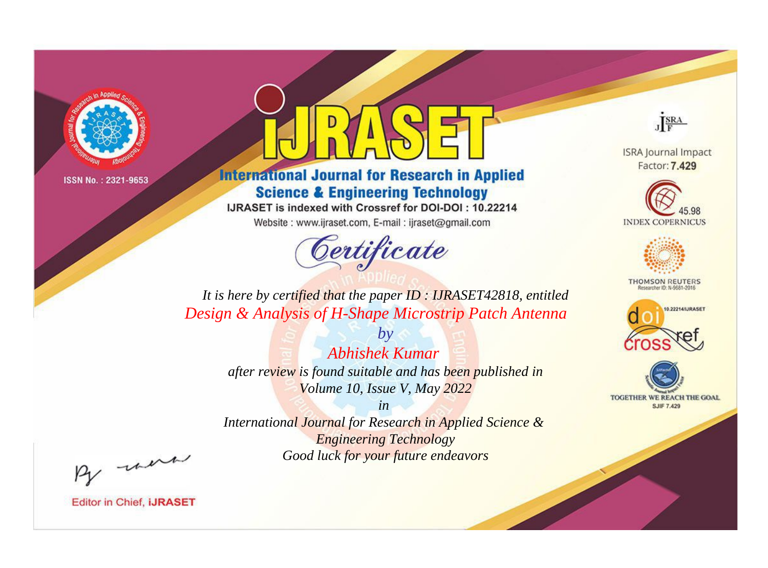ISSN No. : 2321-9653

# IJRASET

## International Journal for Research in Applied Science & Engineering Technology

IJRASET is indexed with Crossref for DOI-DOI : 10.22214

Website : www.ijraset.com, E-mail : ijraset@gmail.com

## *Certificate*

*It is here by certified that the paper ID : IJRASET42818, entitled*

*Design & Analysis of H-Shape Microstrip Patch Antenna*

*by*

*Abhishek Kumar*

*after review is found suitable and has been published in*

*Volume 10, Issue V, May 2022*

*in*

*International Journal for Research in Applied Science & Engineering Technology*

*Good luck for your future endeavors*

ISRA Journal Impact Factor: **7.429**

45.98 INDEX COPERNICUS

THOMSON REUTERS Researcher ID: N-9681-2016

10.22214/IJRASET

TOGETHER WE REACH THE GOAL SJIF 7.429

Editor in Chief, **IJRASET**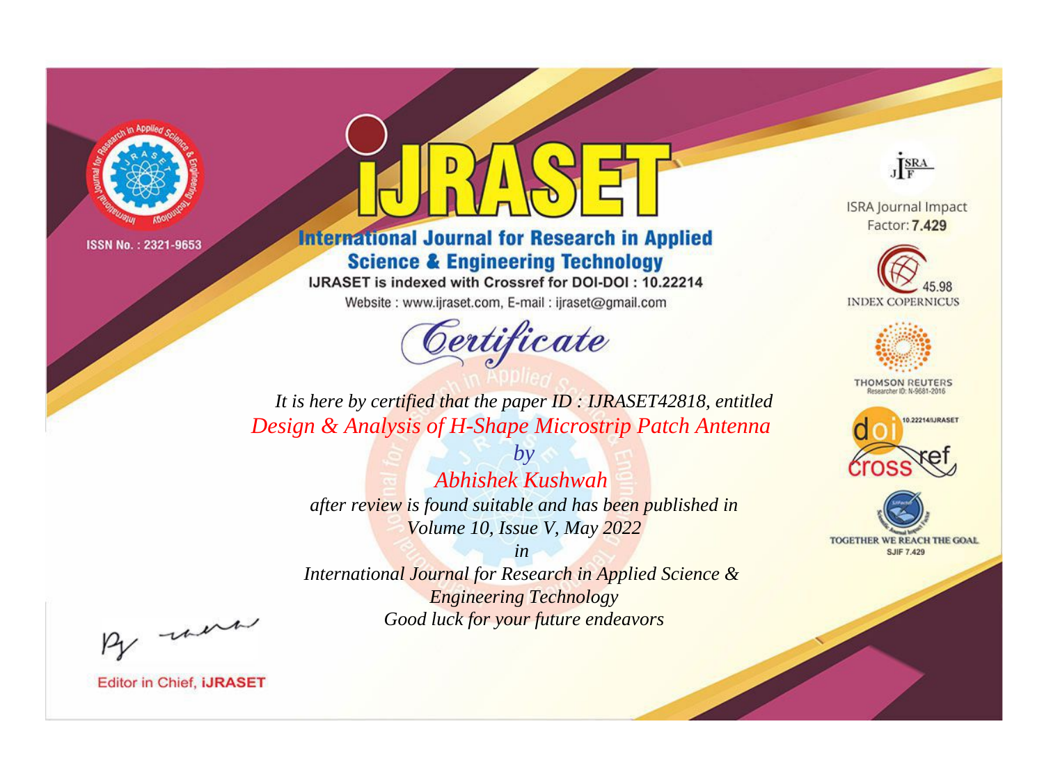ISSN No. : 2321-9653

# iJRASET

## International Journal for Research in Applied Science & Engineering Technology

IJRASET is indexed with Crossref for DOI-DOI : 10.22214

Website : www.ijraset.com, E-mail : ijraset@gmail.com

*Certificate*

*It is here by certified that the paper ID : IJRASET42818, entitled*

*Design & Analysis of H-Shape Microstrip Patch Antenna*

*by*

*Abhishek Kushwah*

*after review is found suitable and has been published in*

*Volume 10, Issue V, May 2022*

*in*

*International Journal for Research in Applied Science & Engineering Technology*

*Good luck for your future endeavors*

ISRA Journal Impact Factor: **7.429**

45.98 INDEX COPERNICUS

THOMSON REUTERS Researcher ID: N-9681-2016

10.22214/IJRASET

TOGETHER WE REACH THE GOAL SJIF 7.429

Editor in Chief, iJRASET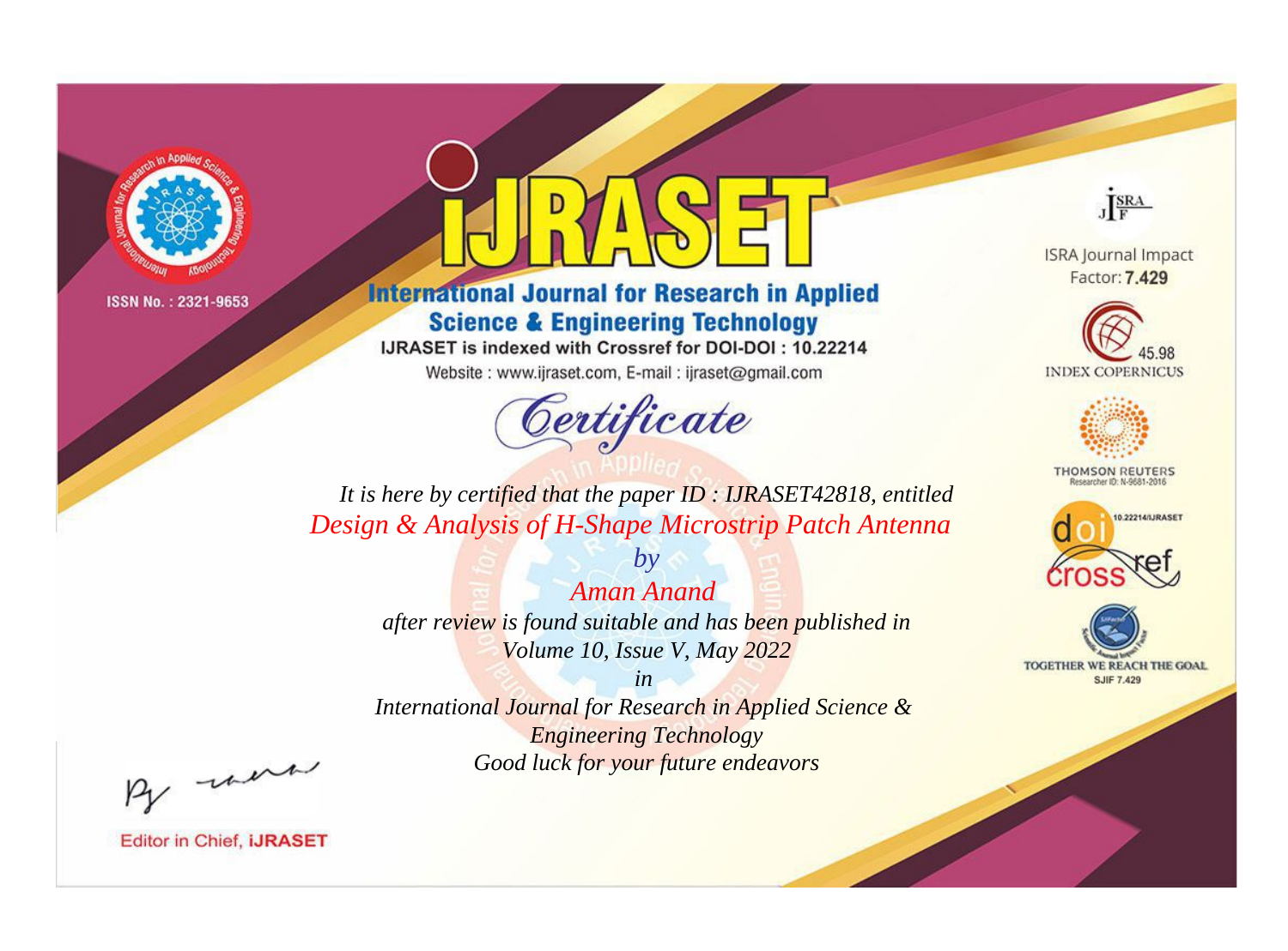ISSN No. : 2321-9653

# iJRASET

## International Journal for Research in Applied Science & Engineering Technology

IJRASET is indexed with Crossref for DOI-DOI : 10.22214

Website : www.ijraset.com, E-mail : ijraset@gmail.com

*Certificate*

ISRA Journal Impact Factor: **7.429**

45.98 INDEX COPERNICUS

THOMSON REUTERS Researcher ID: N-9681-2016

10.22214/IJRASET

TOGETHER WE REACH THE GOAL SJIF 7.429

*It is here by certified that the paper ID : IJRASET42818, entitled*

*Design & Analysis of H-Shape Microstrip Patch Antenna*

*by*

*Aman Anand*

*after review is found suitable and has been published in*

*Volume 10, Issue V, May 2022*

*in*

*International Journal for Research in Applied Science & Engineering Technology*

*Good luck for your future endeavors*

Editor in Chief, **iJRASET**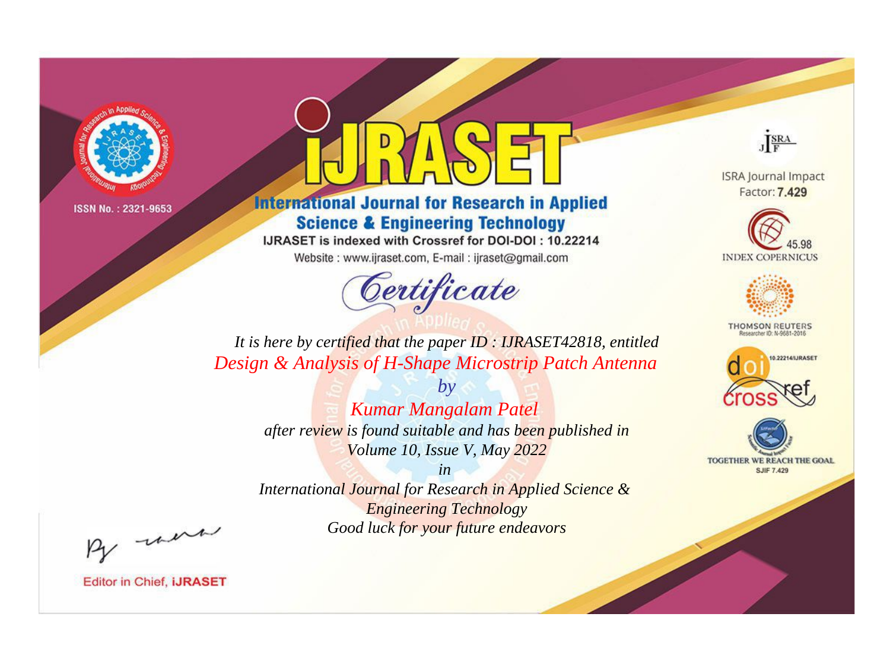ISSN No. : 2321-9653

# iJRASET

## International Journal for Research in Applied Science & Engineering Technology

IJRASET is indexed with Crossref for DOI-DOI : 10.22214

Website : www.ijraset.com, E-mail : ijraset@gmail.com

ISRA Journal Impact Factor: **7.429**

45.98 INDEX COPERNICUS

THOMSON REUTERS Researcher ID: N-9681-2016

10.22214/IJRASET

TOGETHER WE REACH THE GOAL SJIF 7.429

# *Certificate*

*It is here by certified that the paper ID : IJRASET42818, entitled*

*Design & Analysis of H-Shape Microstrip Patch Antenna*

*by*

*Kumar Mangalam Patel*

*after review is found suitable and has been published in*

*Volume 10, Issue V, May 2022*

*in*

*International Journal for Research in Applied Science & Engineering Technology*

*Good luck for your future endeavors*

Editor in Chief, **iJRASET**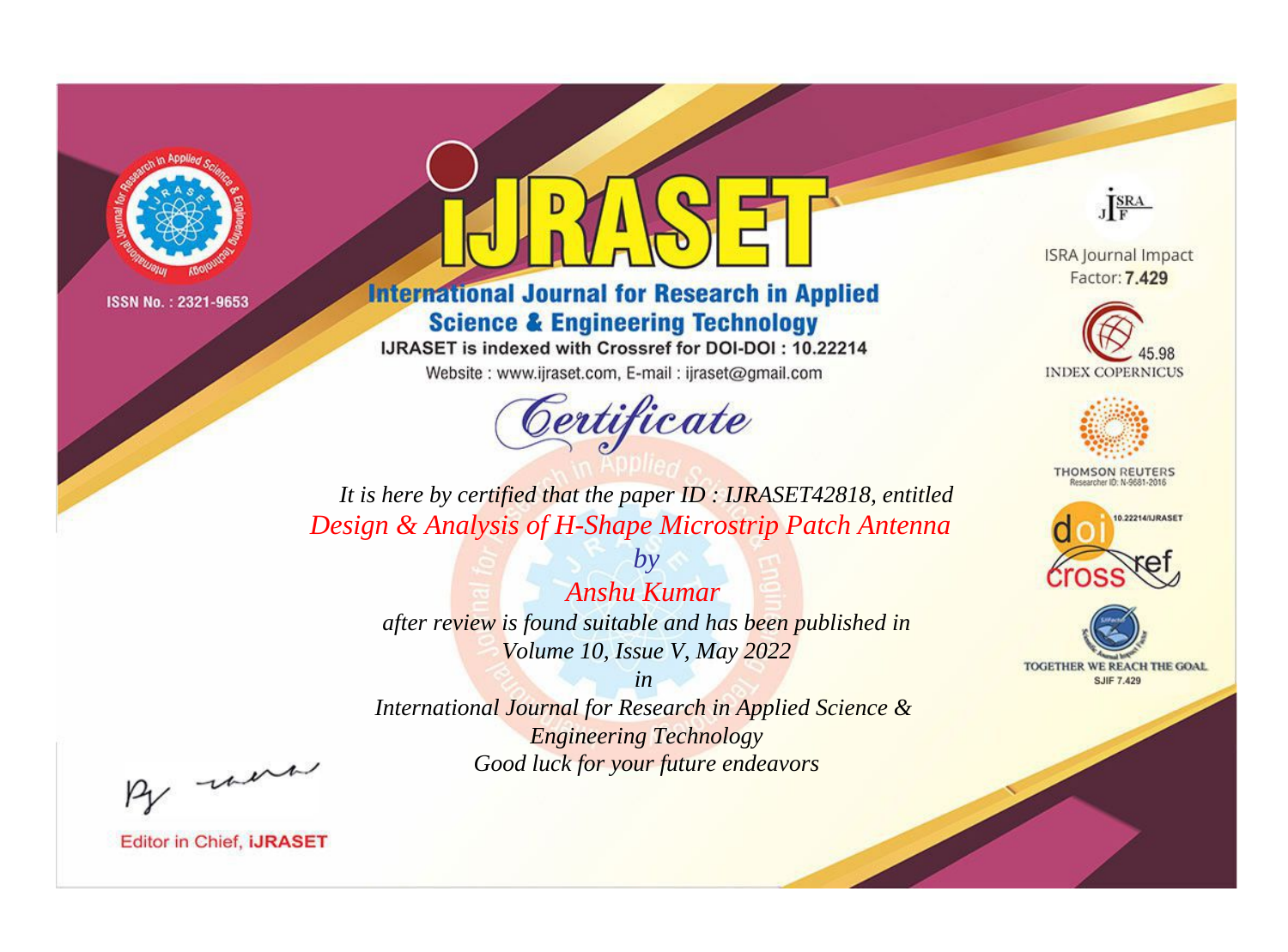ISSN No. : 2321-9653

# IJRASET

## International Journal for Research in Applied Science & Engineering Technology

IJRASET is indexed with Crossref for DOI-DOI : 10.22214

Website : www.ijraset.com, E-mail : ijraset@gmail.com

ISRA Journal Impact Factor: **7.429**

45.98 INDEX COPERNICUS

THOMSON REUTERS Researcher ID: N-9681-2016

10.22214/IJRASET

TOGETHER WE REACH THE GOAL SJIF 7.429

*Certificate*

*It is here by certified that the paper ID : IJRASET42818, entitled*

*Design & Analysis of H-Shape Microstrip Patch Antenna*

*by*

*Anshu Kumar*

*after review is found suitable and has been published in*

*Volume 10, Issue V, May 2022*

*in*

*International Journal for Research in Applied Science & Engineering Technology*

*Good luck for your future endeavors*

Editor in Chief, **iJRASET**